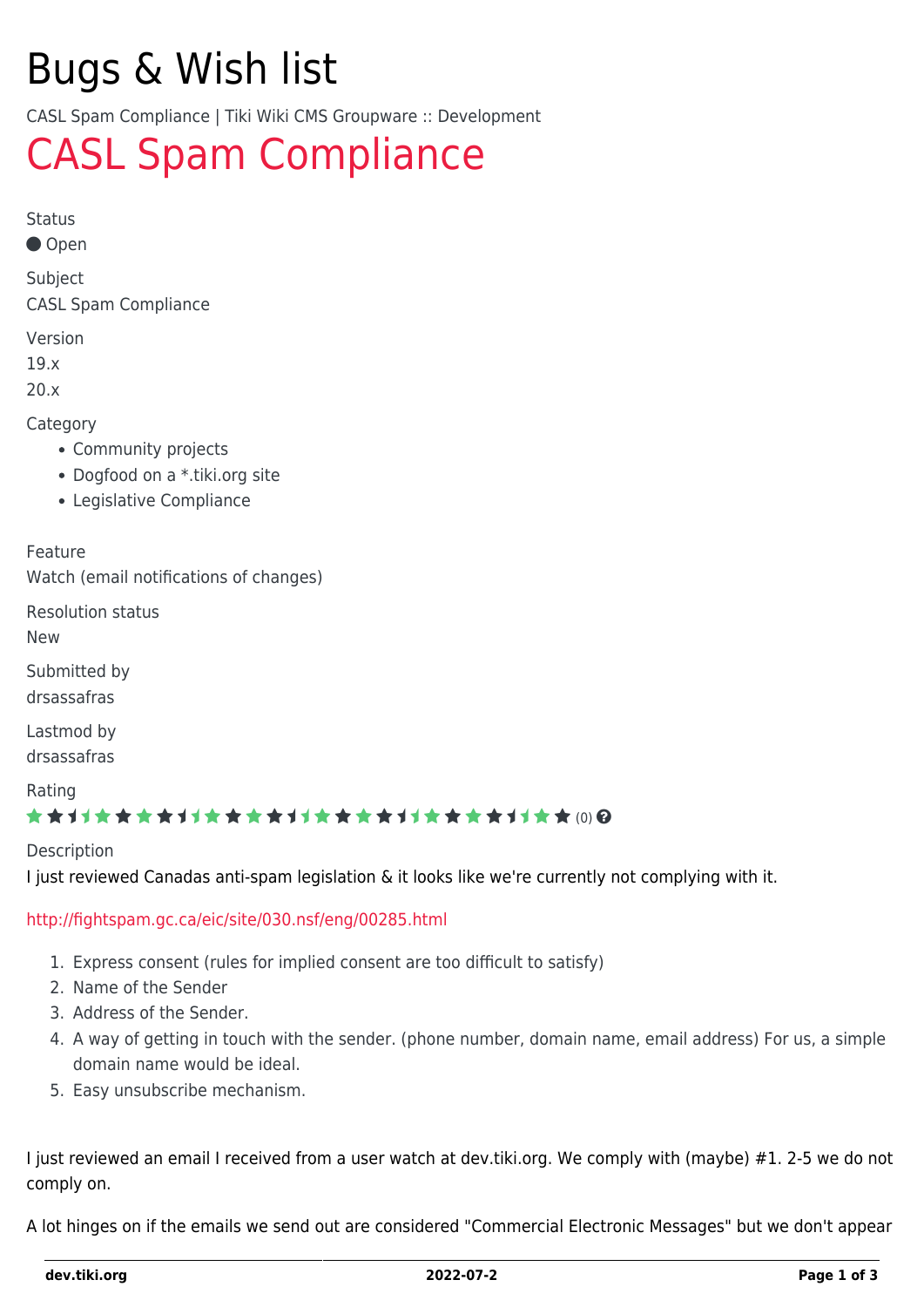# Bugs & Wish list

CASL Spam Compliance | Tiki Wiki CMS Groupware :: Development

## CASL Spam Compliance

Status

Open

Subject

CASL Spam Compliance

Version

19.x

20.x

Category

- Community projects
- Dogfood on a *.tiki.org site
- Legislative Compliance

Feature

Watch (email notifications of changes)

Resolution status

New

Submitted by

drsassafras

Lastmod by

drsassafras

Rating

(0)

Description

I just reviewed Canadas anti-spam legislation & it looks like we're currently not complying with it.

http://fightspam.gc.ca/eic/site/030.nsf/eng/00285.html

1. Express consent (rules for implied consent are too difficult to satisfy)
2. Name of the Sender
3. Address of the Sender.
4. A way of getting in touch with the sender. (phone number, domain name, email address) For us, a simple domain name would be ideal.
5. Easy unsubscribe mechanism.

I just reviewed an email I received from a user watch at dev.tiki.org. We comply with (maybe) #1. 2-5 we do not comply on.

A lot hinges on if the emails we send out are considered "Commercial Electronic Messages" but we don't appear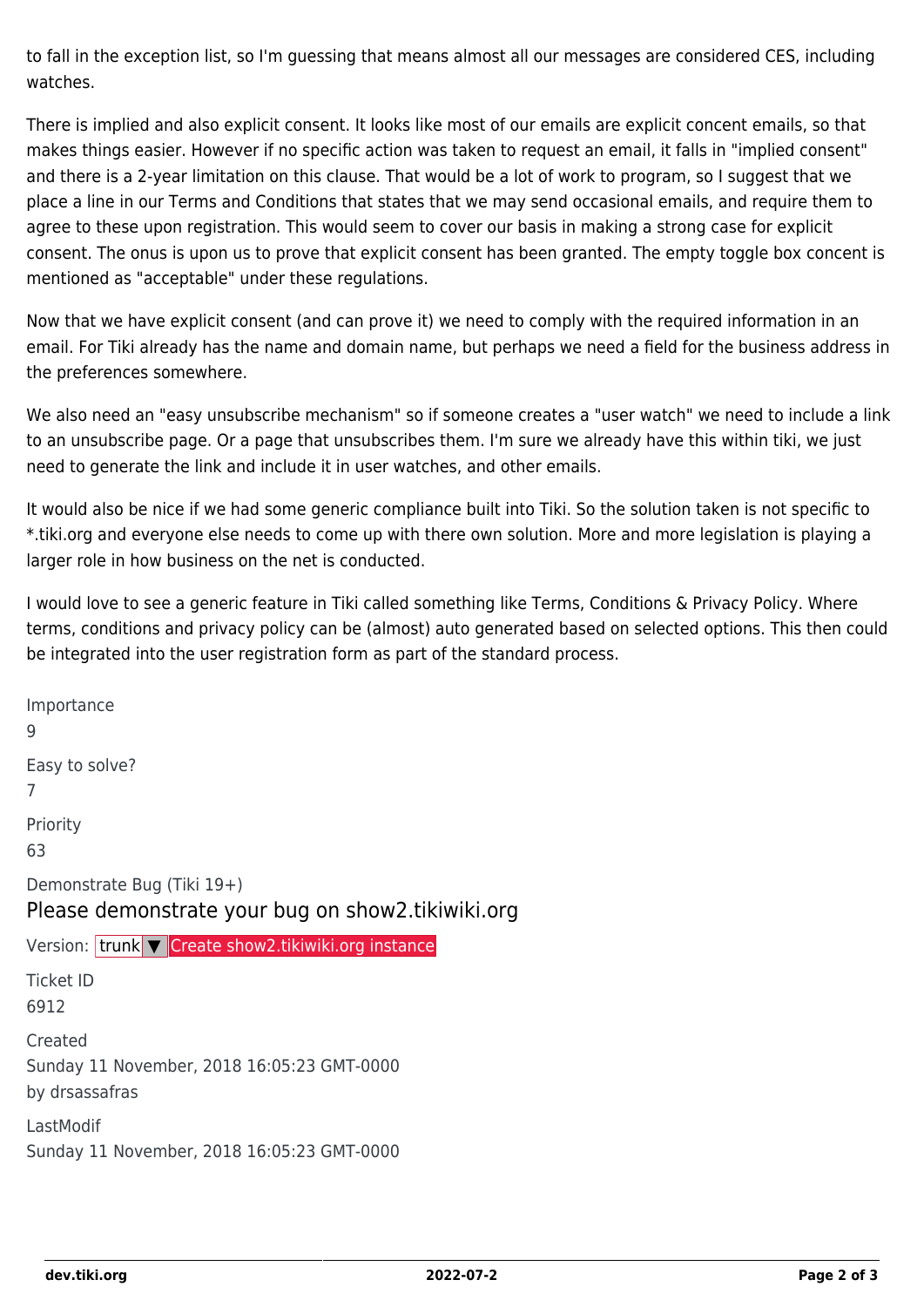to fall in the exception list, so I'm guessing that means almost all our messages are considered CES, including watches.

There is implied and also explicit consent. It looks like most of our emails are explicit concent emails, so that makes things easier. However if no specific action was taken to request an email, it falls in "implied consent" and there is a 2-year limitation on this clause. That would be a lot of work to program, so I suggest that we place a line in our Terms and Conditions that states that we may send occasional emails, and require them to agree to these upon registration. This would seem to cover our basis in making a strong case for explicit consent. The onus is upon us to prove that explicit consent has been granted. The empty toggle box concent is mentioned as "acceptable" under these regulations.

Now that we have explicit consent (and can prove it) we need to comply with the required information in an email. For Tiki already has the name and domain name, but perhaps we need a field for the business address in the preferences somewhere.

We also need an "easy unsubscribe mechanism" so if someone creates a "user watch" we need to include a link to an unsubscribe page. Or a page that unsubscribes them. I'm sure we already have this within tiki, we just need to generate the link and include it in user watches, and other emails.

It would also be nice if we had some generic compliance built into Tiki. So the solution taken is not specific to *.tiki.org and everyone else needs to come up with there own solution. More and more legislation is playing a larger role in how business on the net is conducted.

I would love to see a generic feature in Tiki called something like Terms, Conditions & Privacy Policy. Where terms, conditions and privacy policy can be (almost) auto generated based on selected options. This then could be integrated into the user registration form as part of the standard process.

Importance

9

Easy to solve?

7

Priority

63

Demonstrate Bug (Tiki 19+)

## Please demonstrate your bug on show2.tikiwiki.org

Version: trunk ▼ Create show2.tikiwiki.org instance

Ticket ID

6912

Created

Sunday 11 November, 2018 16:05:23 GMT-0000

by drsassafras

LastModif

Sunday 11 November, 2018 16:05:23 GMT-0000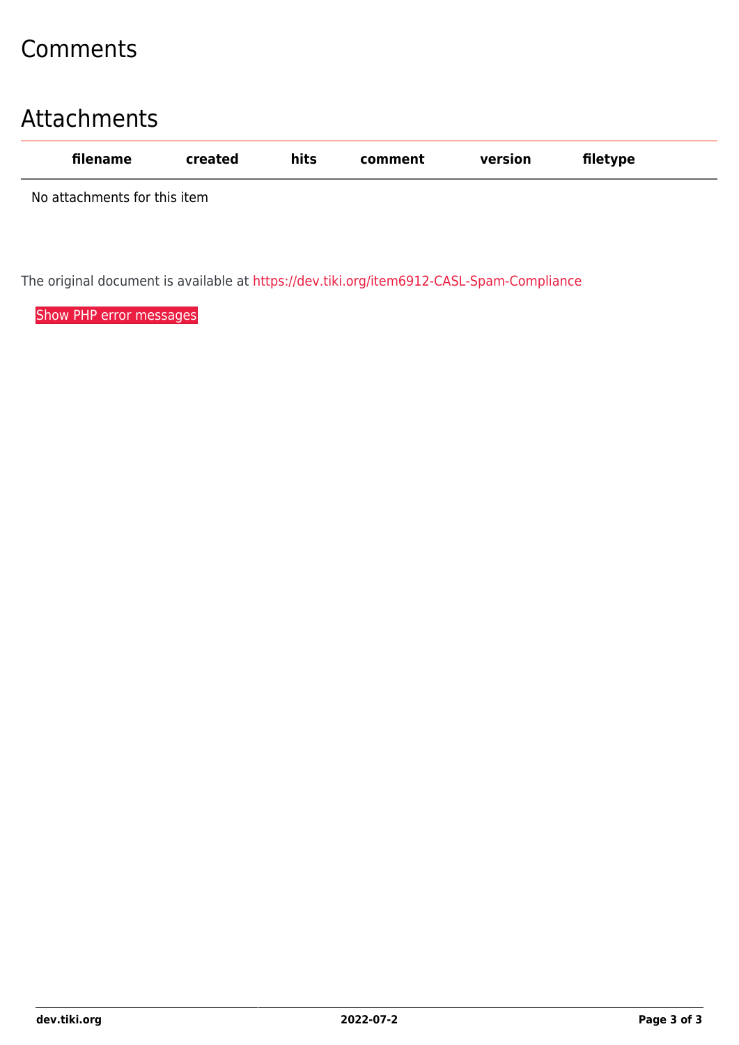# Comments

# Attachments

| filename | created | hits | comment | version | filetype |
|---|---|---|---|---|---|
| No attachments for this item | | | | | |

The original document is available at https://dev.tiki.org/item6912-CASL-Spam-Compliance

Show PHP error messages